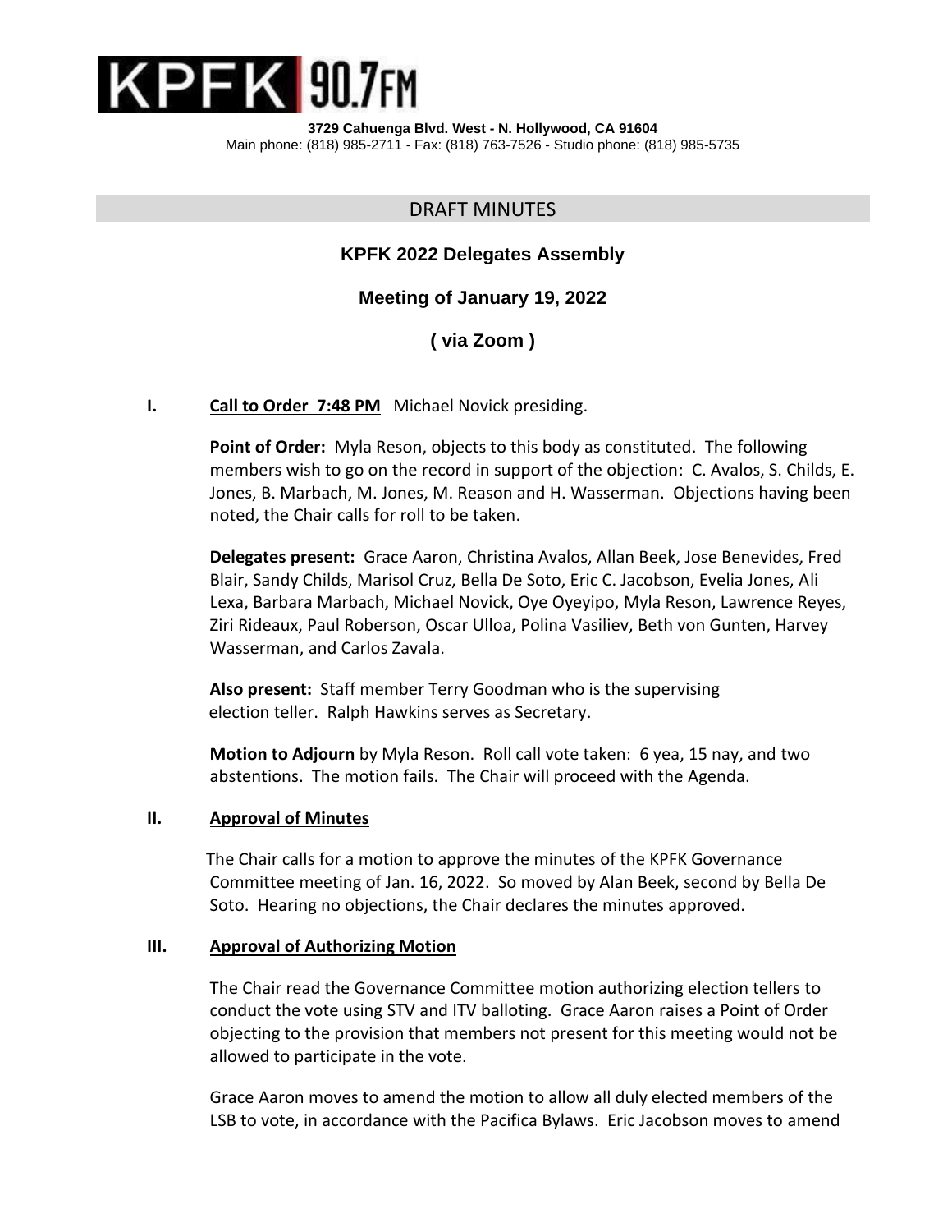**KPFK 90.7FM**

**3729 Cahuenga Blvd. West - N. Hollywood, CA 91604**
Main phone: (818) 985-2711 - Fax: (818) 763-7526 - Studio phone: (818) 985-5735

## DRAFT MINUTES

### KPFK 2022 Delegates Assembly

### Meeting of January 19, 2022

### ( via Zoom )

**I. Call to Order 7:48 PM** Michael Novick presiding.

**Point of Order:** Myla Reson, objects to this body as constituted. The following members wish to go on the record in support of the objection: C. Avalos, S. Childs, E. Jones, B. Marbach, M. Jones, M. Reason and H. Wasserman. Objections having been noted, the Chair calls for roll to be taken.

**Delegates present:** Grace Aaron, Christina Avalos, Allan Beek, Jose Benevides, Fred Blair, Sandy Childs, Marisol Cruz, Bella De Soto, Eric C. Jacobson, Evelia Jones, Ali Lexa, Barbara Marbach, Michael Novick, Oye Oyeyipo, Myla Reson, Lawrence Reyes, Ziri Rideaux, Paul Roberson, Oscar Ulloa, Polina Vasiliev, Beth von Gunten, Harvey Wasserman, and Carlos Zavala.

**Also present:** Staff member Terry Goodman who is the supervising election teller. Ralph Hawkins serves as Secretary.

**Motion to Adjourn** by Myla Reson. Roll call vote taken: 6 yea, 15 nay, and two abstentions. The motion fails. The Chair will proceed with the Agenda.

**II. Approval of Minutes**

The Chair calls for a motion to approve the minutes of the KPFK Governance Committee meeting of Jan. 16, 2022. So moved by Alan Beek, second by Bella De Soto. Hearing no objections, the Chair declares the minutes approved.

**III. Approval of Authorizing Motion**

The Chair read the Governance Committee motion authorizing election tellers to conduct the vote using STV and ITV balloting. Grace Aaron raises a Point of Order objecting to the provision that members not present for this meeting would not be allowed to participate in the vote.

Grace Aaron moves to amend the motion to allow all duly elected members of the LSB to vote, in accordance with the Pacifica Bylaws. Eric Jacobson moves to amend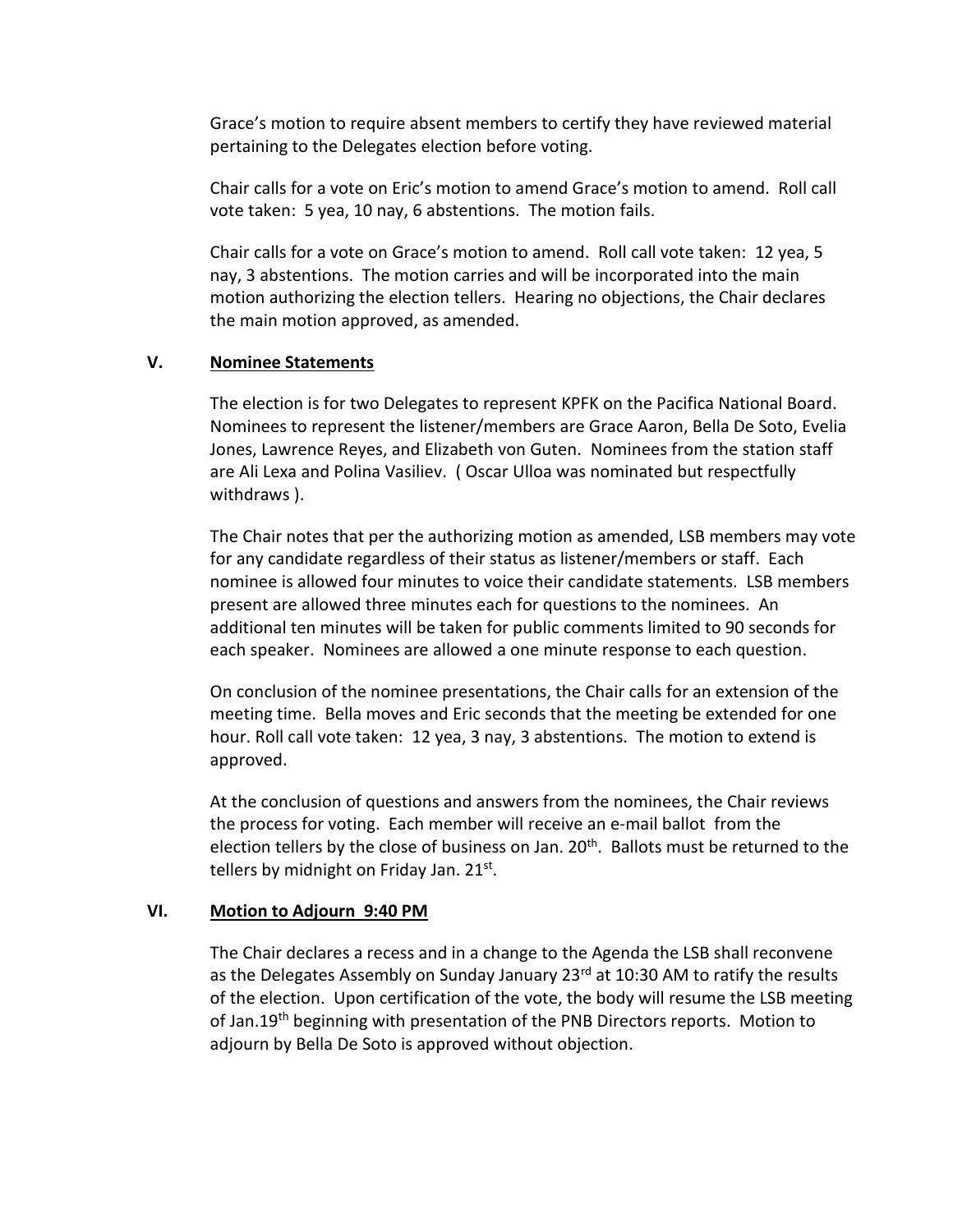Grace's motion to require absent members to certify they have reviewed material pertaining to the Delegates election before voting.

Chair calls for a vote on Eric's motion to amend Grace's motion to amend. Roll call vote taken: 5 yea, 10 nay, 6 abstentions. The motion fails.

Chair calls for a vote on Grace's motion to amend. Roll call vote taken: 12 yea, 5 nay, 3 abstentions. The motion carries and will be incorporated into the main motion authorizing the election tellers. Hearing no objections, the Chair declares the main motion approved, as amended.

## V. Nominee Statements

The election is for two Delegates to represent KPFK on the Pacifica National Board. Nominees to represent the listener/members are Grace Aaron, Bella De Soto, Evelia Jones, Lawrence Reyes, and Elizabeth von Guten. Nominees from the station staff are Ali Lexa and Polina Vasiliev. ( Oscar Ulloa was nominated but respectfully withdraws ).

The Chair notes that per the authorizing motion as amended, LSB members may vote for any candidate regardless of their status as listener/members or staff. Each nominee is allowed four minutes to voice their candidate statements. LSB members present are allowed three minutes each for questions to the nominees. An additional ten minutes will be taken for public comments limited to 90 seconds for each speaker. Nominees are allowed a one minute response to each question.

On conclusion of the nominee presentations, the Chair calls for an extension of the meeting time. Bella moves and Eric seconds that the meeting be extended for one hour. Roll call vote taken: 12 yea, 3 nay, 3 abstentions. The motion to extend is approved.

At the conclusion of questions and answers from the nominees, the Chair reviews the process for voting. Each member will receive an e-mail ballot from the election tellers by the close of business on Jan. 20th. Ballots must be returned to the tellers by midnight on Friday Jan. 21st.

## VI. Motion to Adjourn 9:40 PM

The Chair declares a recess and in a change to the Agenda the LSB shall reconvene as the Delegates Assembly on Sunday January 23rd at 10:30 AM to ratify the results of the election. Upon certification of the vote, the body will resume the LSB meeting of Jan.19th beginning with presentation of the PNB Directors reports. Motion to adjourn by Bella De Soto is approved without objection.